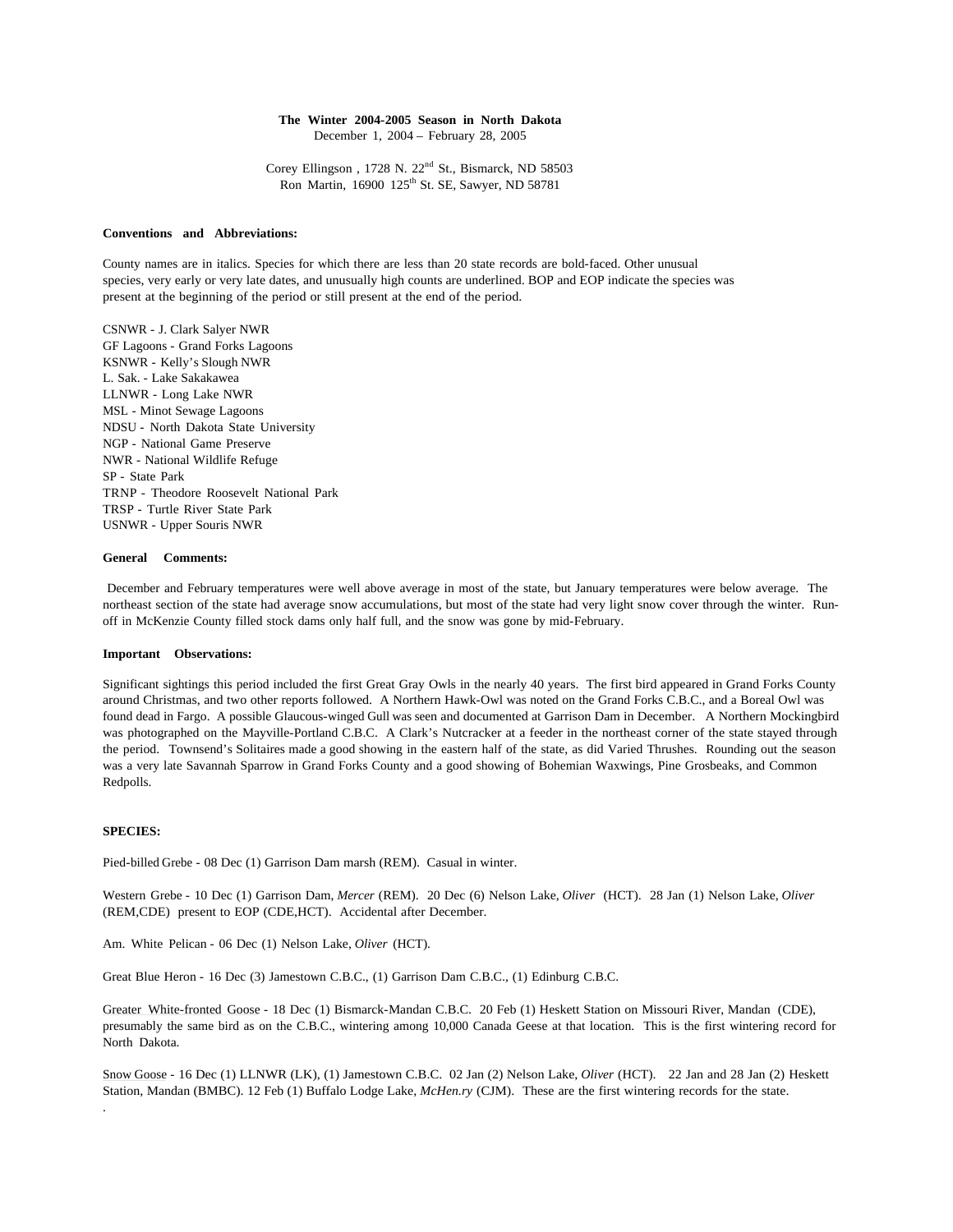# The Winter 2004-2005 Season in North Dakota

December 1, 2004 – February 28, 2005

Corey Ellingson , 1728 N. 22nd St., Bismarck, ND 58503
Ron Martin, 16900 125th St. SE, Sawyer, ND 58781

### Conventions and Abbreviations:

County names are in italics. Species for which there are less than 20 state records are bold-faced. Other unusual species, very early or very late dates, and unusually high counts are underlined. BOP and EOP indicate the species was present at the beginning of the period or still present at the end of the period.

CSNWR - J. Clark Salyer NWR
GF Lagoons - Grand Forks Lagoons
KSNWR - Kelly's Slough NWR
L. Sak. - Lake Sakakawea
LLNWR - Long Lake NWR
MSL - Minot Sewage Lagoons
NDSU - North Dakota State University
NGP - National Game Preserve
NWR - National Wildlife Refuge
SP - State Park
TRNP - Theodore Roosevelt National Park
TRSP - Turtle River State Park
USNWR - Upper Souris NWR

### General Comments:

December and February temperatures were well above average in most of the state, but January temperatures were below average. The northeast section of the state had average snow accumulations, but most of the state had very light snow cover through the winter. Run-off in McKenzie County filled stock dams only half full, and the snow was gone by mid-February.

### Important Observations:

Significant sightings this period included the first Great Gray Owls in the nearly 40 years. The first bird appeared in Grand Forks County around Christmas, and two other reports followed. A Northern Hawk-Owl was noted on the Grand Forks C.B.C., and a Boreal Owl was found dead in Fargo. A possible Glaucous-winged Gull was seen and documented at Garrison Dam in December. A Northern Mockingbird was photographed on the Mayville-Portland C.B.C. A Clark's Nutcracker at a feeder in the northeast corner of the state stayed through the period. Townsend's Solitaires made a good showing in the eastern half of the state, as did Varied Thrushes. Rounding out the season was a very late Savannah Sparrow in Grand Forks County and a good showing of Bohemian Waxwings, Pine Grosbeaks, and Common Redpolls.

### SPECIES:

Pied-billed Grebe - 08 Dec (1) Garrison Dam marsh (REM). Casual in winter.

Western Grebe - 10 Dec (1) Garrison Dam, *Mercer* (REM). 20 Dec (6) Nelson Lake, *Oliver* (HCT). 28 Jan (1) Nelson Lake, *Oliver* (REM,CDE) present to EOP (CDE,HCT). Accidental after December.

Am. White Pelican - 06 Dec (1) Nelson Lake, *Oliver* (HCT).

Great Blue Heron - 16 Dec (3) Jamestown C.B.C., (1) Garrison Dam C.B.C., (1) Edinburg C.B.C.

<u>Greater White-fronted Goose</u> - 18 Dec (1) Bismarck-Mandan C.B.C. 20 Feb (1) Heskett Station on Missouri River, Mandan (CDE), presumably the same bird as on the C.B.C., wintering among 10,000 Canada Geese at that location. This is the first wintering record for North Dakota.

Snow Goose - 16 Dec (1) LLNWR (LK), (1) Jamestown C.B.C. 02 Jan (2) Nelson Lake, *Oliver* (HCT). 22 Jan and 28 Jan (2) Heskett Station, Mandan (BMBC). 12 Feb (1) Buffalo Lodge Lake, *McHen.ry* (CJM). These are the first wintering records for the state.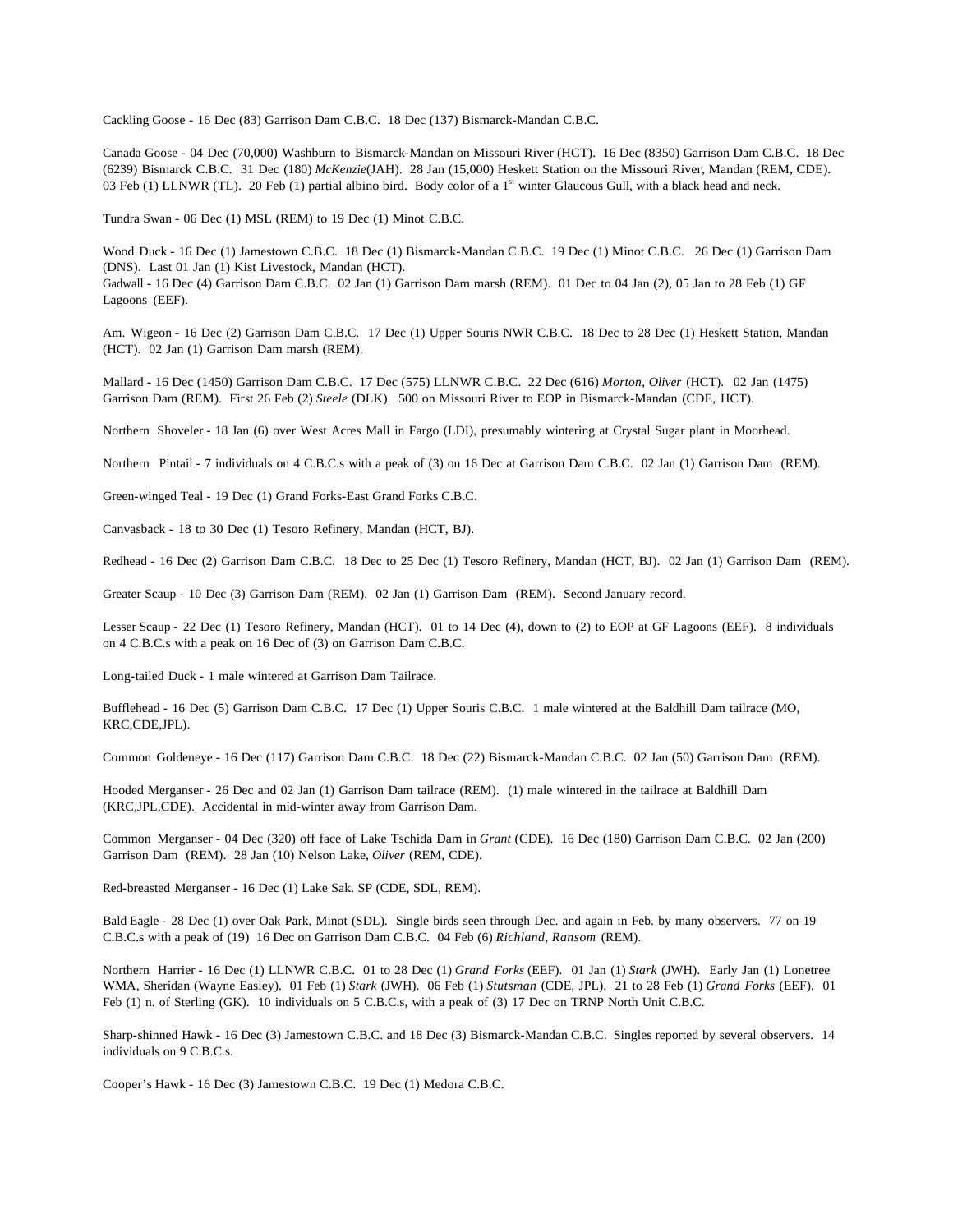Cackling Goose - 16 Dec (83) Garrison Dam C.B.C. 18 Dec (137) Bismarck-Mandan C.B.C.

Canada Goose - 04 Dec (70,000) Washburn to Bismarck-Mandan on Missouri River (HCT). 16 Dec (8350) Garrison Dam C.B.C. 18 Dec (6239) Bismarck C.B.C. 31 Dec (180) *McKenzie*(JAH). 28 Jan (15,000) Heskett Station on the Missouri River, Mandan (REM, CDE). 03 Feb (1) LLNWR (TL). 20 Feb (1) partial albino bird. Body color of a 1st winter Glaucous Gull, with a black head and neck.

Tundra Swan - 06 Dec (1) MSL (REM) to 19 Dec (1) Minot C.B.C.

Wood Duck - 16 Dec (1) Jamestown C.B.C. 18 Dec (1) Bismarck-Mandan C.B.C. 19 Dec (1) Minot C.B.C. 26 Dec (1) Garrison Dam (DNS). Last 01 Jan (1) Kist Livestock, Mandan (HCT).

Gadwall - 16 Dec (4) Garrison Dam C.B.C. 02 Jan (1) Garrison Dam marsh (REM). 01 Dec to 04 Jan (2), 05 Jan to 28 Feb (1) GF Lagoons (EEF).

Am. Wigeon - 16 Dec (2) Garrison Dam C.B.C. 17 Dec (1) Upper Souris NWR C.B.C. 18 Dec to 28 Dec (1) Heskett Station, Mandan (HCT). 02 Jan (1) Garrison Dam marsh (REM).

Mallard - 16 Dec (1450) Garrison Dam C.B.C. 17 Dec (575) LLNWR C.B.C. 22 Dec (616) *Morton*, *Oliver* (HCT). 02 Jan (1475) Garrison Dam (REM). First 26 Feb (2) *Steele* (DLK). 500 on Missouri River to EOP in Bismarck-Mandan (CDE, HCT).

Northern Shoveler - 18 Jan (6) over West Acres Mall in Fargo (LDI), presumably wintering at Crystal Sugar plant in Moorhead.

Northern Pintail - 7 individuals on 4 C.B.C.s with a peak of (3) on 16 Dec at Garrison Dam C.B.C. 02 Jan (1) Garrison Dam (REM).

Green-winged Teal - 19 Dec (1) Grand Forks-East Grand Forks C.B.C.

Canvasback - 18 to 30 Dec (1) Tesoro Refinery, Mandan (HCT, BJ).

Redhead - 16 Dec (2) Garrison Dam C.B.C. 18 Dec to 25 Dec (1) Tesoro Refinery, Mandan (HCT, BJ). 02 Jan (1) Garrison Dam (REM).

Greater Scaup - 10 Dec (3) Garrison Dam (REM). 02 Jan (1) Garrison Dam (REM). Second January record.

Lesser Scaup - 22 Dec (1) Tesoro Refinery, Mandan (HCT). 01 to 14 Dec (4), down to (2) to EOP at GF Lagoons (EEF). 8 individuals on 4 C.B.C.s with a peak on 16 Dec of (3) on Garrison Dam C.B.C.

Long-tailed Duck - 1 male wintered at Garrison Dam Tailrace.

Bufflehead - 16 Dec (5) Garrison Dam C.B.C. 17 Dec (1) Upper Souris C.B.C. 1 male wintered at the Baldhill Dam tailrace (MO, KRC,CDE,JPL).

Common Goldeneye - 16 Dec (117) Garrison Dam C.B.C. 18 Dec (22) Bismarck-Mandan C.B.C. 02 Jan (50) Garrison Dam (REM).

Hooded Merganser - 26 Dec and 02 Jan (1) Garrison Dam tailrace (REM). (1) male wintered in the tailrace at Baldhill Dam (KRC,JPL,CDE). Accidental in mid-winter away from Garrison Dam.

Common Merganser - 04 Dec (320) off face of Lake Tschida Dam in *Grant* (CDE). 16 Dec (180) Garrison Dam C.B.C. 02 Jan (200) Garrison Dam (REM). 28 Jan (10) Nelson Lake, *Oliver* (REM, CDE).

Red-breasted Merganser - 16 Dec (1) Lake Sak. SP (CDE, SDL, REM).

Bald Eagle - 28 Dec (1) over Oak Park, Minot (SDL). Single birds seen through Dec. and again in Feb. by many observers. 77 on 19 C.B.C.s with a peak of (19) 16 Dec on Garrison Dam C.B.C. 04 Feb (6) *Richland*, *Ransom* (REM).

Northern Harrier - 16 Dec (1) LLNWR C.B.C. 01 to 28 Dec (1) *Grand Forks* (EEF). 01 Jan (1) *Stark* (JWH). Early Jan (1) Lonetree WMA, Sheridan (Wayne Easley). 01 Feb (1) *Stark* (JWH). 06 Feb (1) *Stutsman* (CDE, JPL). 21 to 28 Feb (1) *Grand Forks* (EEF). 01 Feb (1) n. of Sterling (GK). 10 individuals on 5 C.B.C.s, with a peak of (3) 17 Dec on TRNP North Unit C.B.C.

Sharp-shinned Hawk - 16 Dec (3) Jamestown C.B.C. and 18 Dec (3) Bismarck-Mandan C.B.C. Singles reported by several observers. 14 individuals on 9 C.B.C.s.

Cooper's Hawk - 16 Dec (3) Jamestown C.B.C. 19 Dec (1) Medora C.B.C.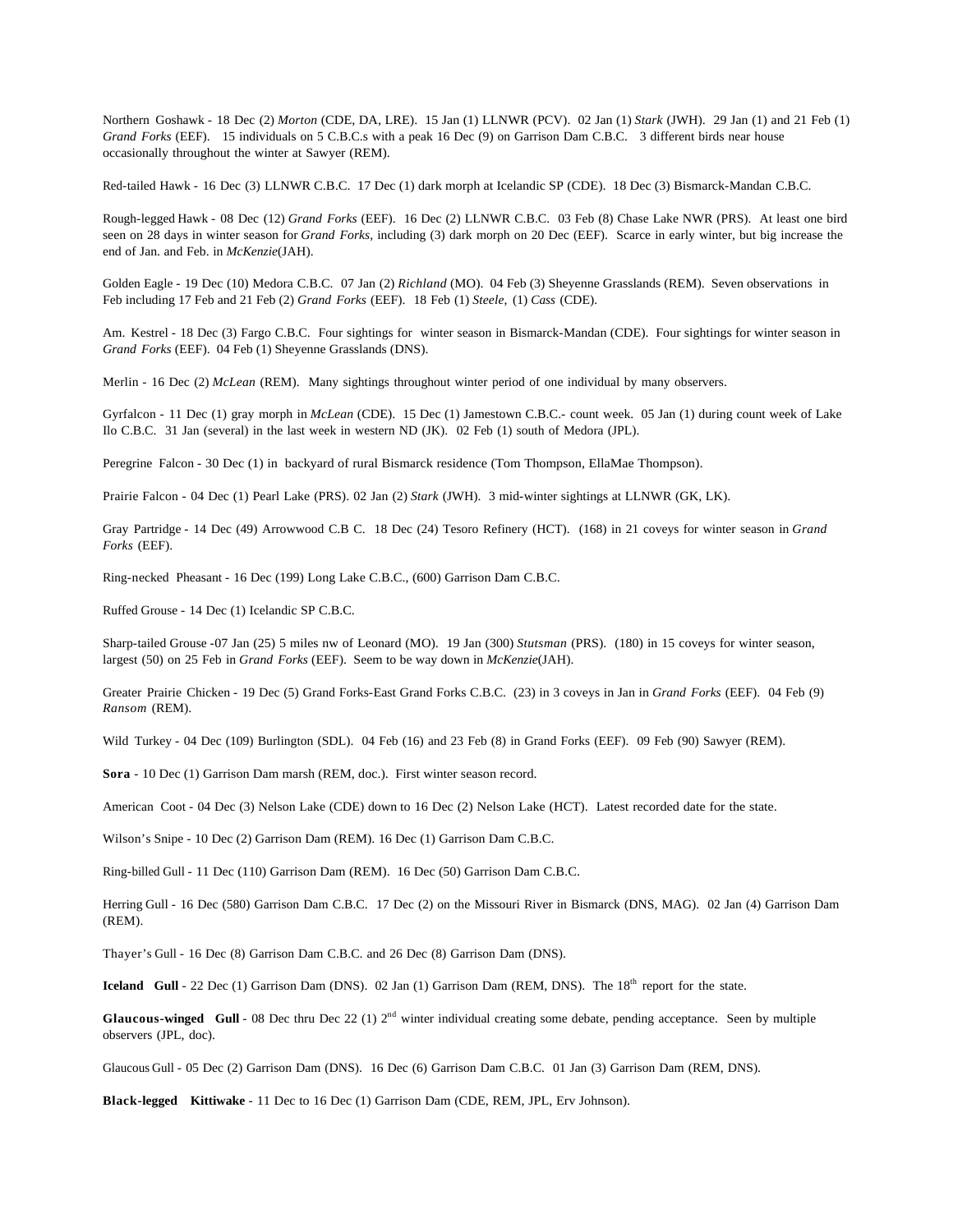Northern Goshawk - 18 Dec (2) *Morton* (CDE, DA, LRE). 15 Jan (1) LLNWR (PCV). 02 Jan (1) *Stark* (JWH). 29 Jan (1) and 21 Feb (1) *Grand Forks* (EEF). 15 individuals on 5 C.B.C.s with a peak 16 Dec (9) on Garrison Dam C.B.C. 3 different birds near house occasionally throughout the winter at Sawyer (REM).

Red-tailed Hawk - 16 Dec (3) LLNWR C.B.C. 17 Dec (1) dark morph at Icelandic SP (CDE). 18 Dec (3) Bismarck-Mandan C.B.C.

Rough-legged Hawk - 08 Dec (12) *Grand Forks* (EEF). 16 Dec (2) LLNWR C.B.C. 03 Feb (8) Chase Lake NWR (PRS). At least one bird seen on 28 days in winter season for *Grand Forks*, including (3) dark morph on 20 Dec (EEF). Scarce in early winter, but big increase the end of Jan. and Feb. in *McKenzie*(JAH).

Golden Eagle - 19 Dec (10) Medora C.B.C. 07 Jan (2) *Richland* (MO). 04 Feb (3) Sheyenne Grasslands (REM). Seven observations in Feb including 17 Feb and 21 Feb (2) *Grand Forks* (EEF). 18 Feb (1) *Steele,* (1) *Cass* (CDE).

Am. Kestrel - 18 Dec (3) Fargo C.B.C. Four sightings for winter season in Bismarck-Mandan (CDE). Four sightings for winter season in *Grand Forks* (EEF). 04 Feb (1) Sheyenne Grasslands (DNS).

Merlin - 16 Dec (2) *McLean* (REM). Many sightings throughout winter period of one individual by many observers.

Gyrfalcon - 11 Dec (1) gray morph in *McLean* (CDE). 15 Dec (1) Jamestown C.B.C.- count week. 05 Jan (1) during count week of Lake Ilo C.B.C. 31 Jan (several) in the last week in western ND (JK). 02 Feb (1) south of Medora (JPL).

Peregrine Falcon - 30 Dec (1) in backyard of rural Bismarck residence (Tom Thompson, EllaMae Thompson).

Prairie Falcon - 04 Dec (1) Pearl Lake (PRS). 02 Jan (2) *Stark* (JWH). 3 mid-winter sightings at LLNWR (GK, LK).

Gray Partridge - 14 Dec (49) Arrowwood C.B C. 18 Dec (24) Tesoro Refinery (HCT). (168) in 21 coveys for winter season in *Grand Forks* (EEF).

Ring-necked Pheasant - 16 Dec (199) Long Lake C.B.C., (600) Garrison Dam C.B.C.

Ruffed Grouse - 14 Dec (1) Icelandic SP C.B.C.

Sharp-tailed Grouse -07 Jan (25) 5 miles nw of Leonard (MO). 19 Jan (300) *Stutsman* (PRS). (180) in 15 coveys for winter season, largest (50) on 25 Feb in *Grand Forks* (EEF). Seem to be way down in *McKenzie*(JAH).

Greater Prairie Chicken - 19 Dec (5) Grand Forks-East Grand Forks C.B.C. (23) in 3 coveys in Jan in *Grand Forks* (EEF). 04 Feb (9) *Ransom* (REM).

Wild Turkey - 04 Dec (109) Burlington (SDL). 04 Feb (16) and 23 Feb (8) in Grand Forks (EEF). 09 Feb (90) Sawyer (REM).

**Sora** - 10 Dec (1) Garrison Dam marsh (REM, doc.). First winter season record.

American Coot - 04 Dec (3) Nelson Lake (CDE) down to 16 Dec (2) Nelson Lake (HCT). Latest recorded date for the state.

Wilson's Snipe - 10 Dec (2) Garrison Dam (REM). 16 Dec (1) Garrison Dam C.B.C.

Ring-billed Gull - 11 Dec (110) Garrison Dam (REM). 16 Dec (50) Garrison Dam C.B.C.

Herring Gull - 16 Dec (580) Garrison Dam C.B.C. 17 Dec (2) on the Missouri River in Bismarck (DNS, MAG). 02 Jan (4) Garrison Dam (REM).

Thayer's Gull - 16 Dec (8) Garrison Dam C.B.C. and 26 Dec (8) Garrison Dam (DNS).

**Iceland Gull** - 22 Dec (1) Garrison Dam (DNS). 02 Jan (1) Garrison Dam (REM, DNS). The 18th report for the state.

**Glaucous-winged Gull** - 08 Dec thru Dec 22 (1) 2nd winter individual creating some debate, pending acceptance. Seen by multiple observers (JPL, doc).

Glaucous Gull - 05 Dec (2) Garrison Dam (DNS). 16 Dec (6) Garrison Dam C.B.C. 01 Jan (3) Garrison Dam (REM, DNS).

**Black-legged Kittiwake** - 11 Dec to 16 Dec (1) Garrison Dam (CDE, REM, JPL, Erv Johnson).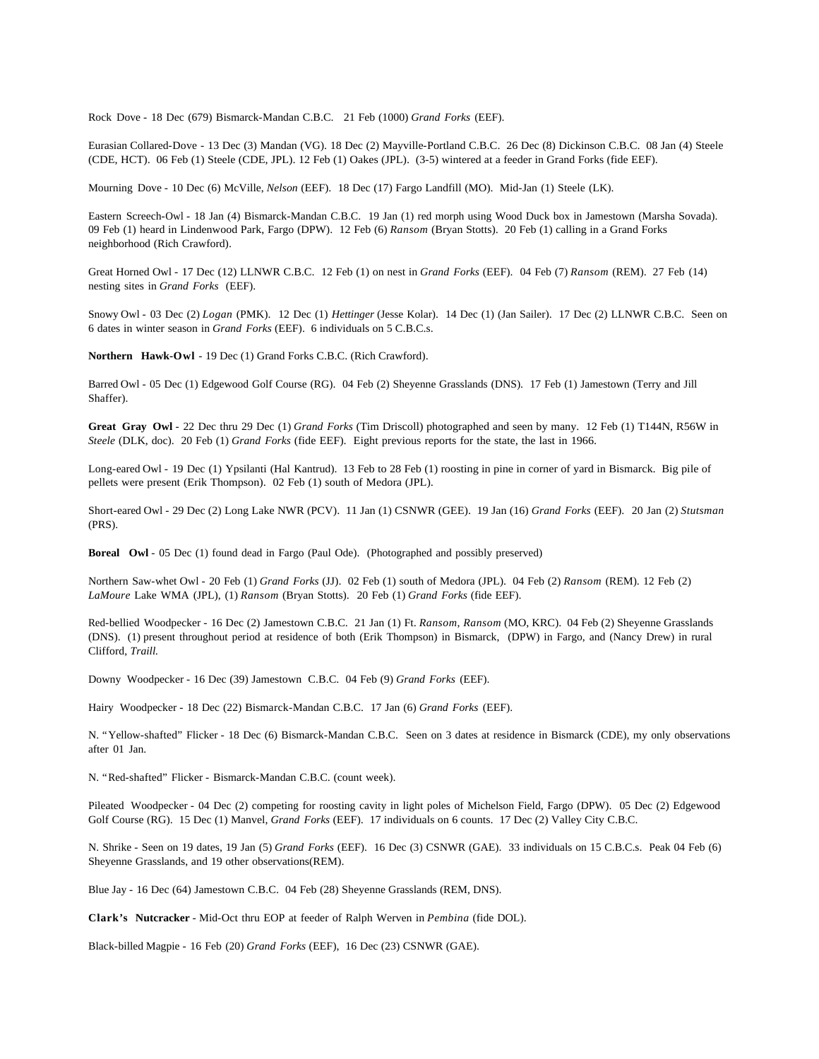Rock Dove - 18 Dec (679) Bismarck-Mandan C.B.C. 21 Feb (1000) *Grand Forks* (EEF).

Eurasian Collared-Dove - 13 Dec (3) Mandan (VG). 18 Dec (2) Mayville-Portland C.B.C. 26 Dec (8) Dickinson C.B.C. 08 Jan (4) Steele (CDE, HCT). 06 Feb (1) Steele (CDE, JPL). 12 Feb (1) Oakes (JPL). (3-5) wintered at a feeder in Grand Forks (fide EEF).

Mourning Dove - 10 Dec (6) McVille, *Nelson* (EEF). 18 Dec (17) Fargo Landfill (MO). Mid-Jan (1) Steele (LK).

Eastern Screech-Owl - 18 Jan (4) Bismarck-Mandan C.B.C. 19 Jan (1) red morph using Wood Duck box in Jamestown (Marsha Sovada). 09 Feb (1) heard in Lindenwood Park, Fargo (DPW). 12 Feb (6) *Ransom* (Bryan Stotts). 20 Feb (1) calling in a Grand Forks neighborhood (Rich Crawford).

Great Horned Owl - 17 Dec (12) LLNWR C.B.C. 12 Feb (1) on nest in *Grand Forks* (EEF). 04 Feb (7) *Ransom* (REM). 27 Feb (14) nesting sites in *Grand Forks* (EEF).

Snowy Owl - 03 Dec (2) *Logan* (PMK). 12 Dec (1) *Hettinger* (Jesse Kolar). 14 Dec (1) (Jan Sailer). 17 Dec (2) LLNWR C.B.C. Seen on 6 dates in winter season in *Grand Forks* (EEF). 6 individuals on 5 C.B.C.s.

**Northern Hawk-Owl** - 19 Dec (1) Grand Forks C.B.C. (Rich Crawford).

Barred Owl - 05 Dec (1) Edgewood Golf Course (RG). 04 Feb (2) Sheyenne Grasslands (DNS). 17 Feb (1) Jamestown (Terry and Jill Shaffer).

**Great Gray Owl** - 22 Dec thru 29 Dec (1) *Grand Forks* (Tim Driscoll) photographed and seen by many. 12 Feb (1) T144N, R56W in *Steele* (DLK, doc). 20 Feb (1) *Grand Forks* (fide EEF). Eight previous reports for the state, the last in 1966.

Long-eared Owl - 19 Dec (1) Ypsilanti (Hal Kantrud). 13 Feb to 28 Feb (1) roosting in pine in corner of yard in Bismarck. Big pile of pellets were present (Erik Thompson). 02 Feb (1) south of Medora (JPL).

Short-eared Owl - 29 Dec (2) Long Lake NWR (PCV). 11 Jan (1) CSNWR (GEE). 19 Jan (16) *Grand Forks* (EEF). 20 Jan (2) *Stutsman* (PRS).

**Boreal Owl** - 05 Dec (1) found dead in Fargo (Paul Ode). (Photographed and possibly preserved)

Northern Saw-whet Owl - 20 Feb (1) *Grand Forks* (JJ). 02 Feb (1) south of Medora (JPL). 04 Feb (2) *Ransom* (REM). 12 Feb (2) *LaMoure* Lake WMA (JPL), (1) *Ransom* (Bryan Stotts). 20 Feb (1) *Grand Forks* (fide EEF).

Red-bellied Woodpecker - 16 Dec (2) Jamestown C.B.C. 21 Jan (1) Ft. *Ransom, Ransom* (MO, KRC). 04 Feb (2) Sheyenne Grasslands (DNS). (1) present throughout period at residence of both (Erik Thompson) in Bismarck, (DPW) in Fargo, and (Nancy Drew) in rural Clifford, *Traill.*

Downy Woodpecker - 16 Dec (39) Jamestown C.B.C. 04 Feb (9) *Grand Forks* (EEF).

Hairy Woodpecker - 18 Dec (22) Bismarck-Mandan C.B.C. 17 Jan (6) *Grand Forks* (EEF).

N. "Yellow-shafted" Flicker - 18 Dec (6) Bismarck-Mandan C.B.C. Seen on 3 dates at residence in Bismarck (CDE), my only observations after 01 Jan.

N. "Red-shafted" Flicker - Bismarck-Mandan C.B.C. (count week).

Pileated Woodpecker - 04 Dec (2) competing for roosting cavity in light poles of Michelson Field, Fargo (DPW). 05 Dec (2) Edgewood Golf Course (RG). 15 Dec (1) Manvel, *Grand Forks* (EEF). 17 individuals on 6 counts. 17 Dec (2) Valley City C.B.C.

N. Shrike - Seen on 19 dates, 19 Jan (5) *Grand Forks* (EEF). 16 Dec (3) CSNWR (GAE). 33 individuals on 15 C.B.C.s. Peak 04 Feb (6) Sheyenne Grasslands, and 19 other observations(REM).

Blue Jay - 16 Dec (64) Jamestown C.B.C. 04 Feb (28) Sheyenne Grasslands (REM, DNS).

**Clark's Nutcracker** - Mid-Oct thru EOP at feeder of Ralph Werven in *Pembina* (fide DOL).

Black-billed Magpie - 16 Feb (20) *Grand Forks* (EEF), 16 Dec (23) CSNWR (GAE).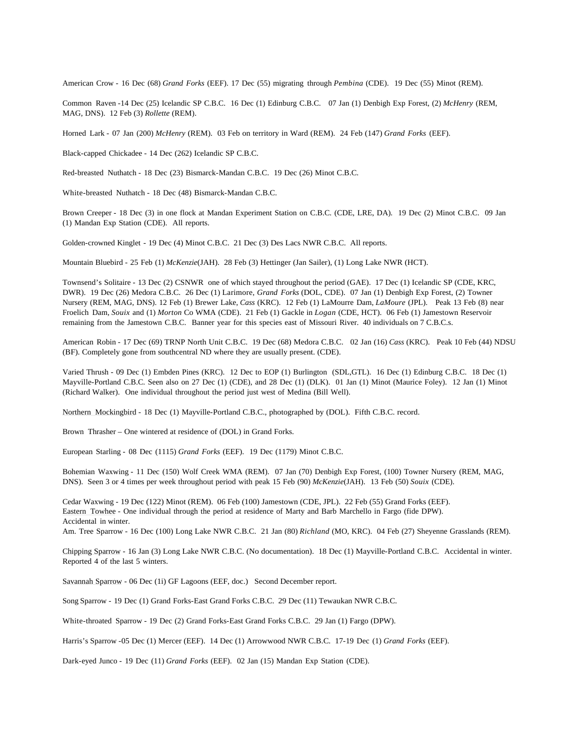American Crow - 16 Dec (68) *Grand Forks* (EEF). 17 Dec (55) migrating through *Pembina* (CDE). 19 Dec (55) Minot (REM).

Common Raven -14 Dec (25) Icelandic SP C.B.C. 16 Dec (1) Edinburg C.B.C. 07 Jan (1) Denbigh Exp Forest, (2) *McHenry* (REM, MAG, DNS). 12 Feb (3) *Rollette* (REM).

Horned Lark - 07 Jan (200) *McHenry* (REM). 03 Feb on territory in Ward (REM). 24 Feb (147) *Grand Forks* (EEF).

Black-capped Chickadee - 14 Dec (262) Icelandic SP C.B.C.

Red-breasted Nuthatch - 18 Dec (23) Bismarck-Mandan C.B.C. 19 Dec (26) Minot C.B.C.

White-breasted Nuthatch - 18 Dec (48) Bismarck-Mandan C.B.C.

Brown Creeper - 18 Dec (3) in one flock at Mandan Experiment Station on C.B.C. (CDE, LRE, DA). 19 Dec (2) Minot C.B.C. 09 Jan (1) Mandan Exp Station (CDE). All reports.

Golden-crowned Kinglet - 19 Dec (4) Minot C.B.C. 21 Dec (3) Des Lacs NWR C.B.C. All reports.

Mountain Bluebird - 25 Feb (1) *McKenzie*(JAH). 28 Feb (3) Hettinger (Jan Sailer), (1) Long Lake NWR (HCT).

Townsend's Solitaire - 13 Dec (2) CSNWR one of which stayed throughout the period (GAE). 17 Dec (1) Icelandic SP (CDE, KRC, DWR). 19 Dec (26) Medora C.B.C. 26 Dec (1) Larimore, *Grand Forks* (DOL, CDE). 07 Jan (1) Denbigh Exp Forest, (2) Towner Nursery (REM, MAG, DNS). 12 Feb (1) Brewer Lake, *Cass* (KRC). 12 Feb (1) LaMourre Dam, *LaMoure* (JPL). Peak 13 Feb (8) near Froelich Dam, *Souix* and (1) *Morton* Co WMA (CDE). 21 Feb (1) Gackle in *Logan* (CDE, HCT). 06 Feb (1) Jamestown Reservoir remaining from the Jamestown C.B.C. Banner year for this species east of Missouri River. 40 individuals on 7 C.B.C.s.

American Robin - 17 Dec (69) TRNP North Unit C.B.C. 19 Dec (68) Medora C.B.C. 02 Jan (16) *Cass* (KRC). Peak 10 Feb (44) NDSU (BF). Completely gone from southcentral ND where they are usually present. (CDE).

Varied Thrush - 09 Dec (1) Embden Pines (KRC). 12 Dec to EOP (1) Burlington (SDL,GTL). 16 Dec (1) Edinburg C.B.C. 18 Dec (1) Mayville-Portland C.B.C. Seen also on 27 Dec (1) (CDE), and 28 Dec (1) (DLK). 01 Jan (1) Minot (Maurice Foley). 12 Jan (1) Minot (Richard Walker). One individual throughout the period just west of Medina (Bill Well).

Northern Mockingbird - 18 Dec (1) Mayville-Portland C.B.C., photographed by (DOL). Fifth C.B.C. record.

Brown Thrasher – One wintered at residence of (DOL) in Grand Forks.

European Starling - 08 Dec (1115) *Grand Forks* (EEF). 19 Dec (1179) Minot C.B.C.

Bohemian Waxwing - 11 Dec (150) Wolf Creek WMA (REM). 07 Jan (70) Denbigh Exp Forest, (100) Towner Nursery (REM, MAG, DNS). Seen 3 or 4 times per week throughout period with peak 15 Feb (90) *McKenzie*(JAH). 13 Feb (50) *Souix* (CDE).

Cedar Waxwing - 19 Dec (122) Minot (REM). 06 Feb (100) Jamestown (CDE, JPL). 22 Feb (55) Grand Forks (EEF).
Eastern Towhee - One individual through the period at residence of Marty and Barb Marchello in Fargo (fide DPW). Accidental in winter.
Am. Tree Sparrow - 16 Dec (100) Long Lake NWR C.B.C. 21 Jan (80) *Richland* (MO, KRC). 04 Feb (27) Sheyenne Grasslands (REM).

Chipping Sparrow - 16 Jan (3) Long Lake NWR C.B.C. (No documentation). 18 Dec (1) Mayville-Portland C.B.C. Accidental in winter. Reported 4 of the last 5 winters.

Savannah Sparrow - 06 Dec (1i) GF Lagoons (EEF, doc.) Second December report.

Song Sparrow - 19 Dec (1) Grand Forks-East Grand Forks C.B.C. 29 Dec (11) Tewaukan NWR C.B.C.

White-throated Sparrow - 19 Dec (2) Grand Forks-East Grand Forks C.B.C. 29 Jan (1) Fargo (DPW).

Harris's Sparrow -05 Dec (1) Mercer (EEF). 14 Dec (1) Arrowwood NWR C.B.C. 17-19 Dec (1) *Grand Forks* (EEF).

Dark-eyed Junco - 19 Dec (11) *Grand Forks* (EEF). 02 Jan (15) Mandan Exp Station (CDE).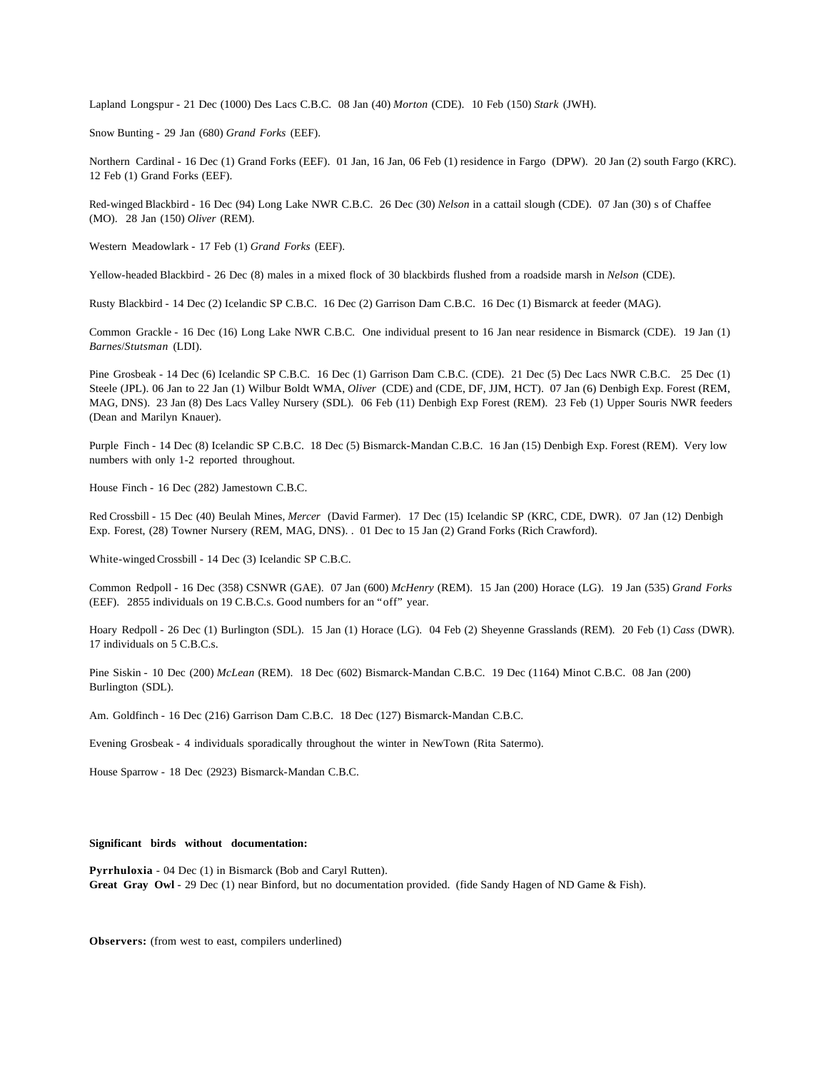Lapland Longspur - 21 Dec (1000) Des Lacs C.B.C. 08 Jan (40) *Morton* (CDE). 10 Feb (150) *Stark* (JWH).

Snow Bunting - 29 Jan (680) *Grand Forks* (EEF).

Northern Cardinal - 16 Dec (1) Grand Forks (EEF). 01 Jan, 16 Jan, 06 Feb (1) residence in Fargo (DPW). 20 Jan (2) south Fargo (KRC). 12 Feb (1) Grand Forks (EEF).

Red-winged Blackbird - 16 Dec (94) Long Lake NWR C.B.C. 26 Dec (30) *Nelson* in a cattail slough (CDE). 07 Jan (30) s of Chaffee (MO). 28 Jan (150) *Oliver* (REM).

Western Meadowlark - 17 Feb (1) *Grand Forks* (EEF).

Yellow-headed Blackbird - 26 Dec (8) males in a mixed flock of 30 blackbirds flushed from a roadside marsh in *Nelson* (CDE).

Rusty Blackbird - 14 Dec (2) Icelandic SP C.B.C. 16 Dec (2) Garrison Dam C.B.C. 16 Dec (1) Bismarck at feeder (MAG).

Common Grackle - 16 Dec (16) Long Lake NWR C.B.C. One individual present to 16 Jan near residence in Bismarck (CDE). 19 Jan (1) *Barnes*/*Stutsman* (LDI).

Pine Grosbeak - 14 Dec (6) Icelandic SP C.B.C. 16 Dec (1) Garrison Dam C.B.C. (CDE). 21 Dec (5) Dec Lacs NWR C.B.C. 25 Dec (1) Steele (JPL). 06 Jan to 22 Jan (1) Wilbur Boldt WMA, *Oliver* (CDE) and (CDE, DF, JJM, HCT). 07 Jan (6) Denbigh Exp. Forest (REM, MAG, DNS). 23 Jan (8) Des Lacs Valley Nursery (SDL). 06 Feb (11) Denbigh Exp Forest (REM). 23 Feb (1) Upper Souris NWR feeders (Dean and Marilyn Knauer).

Purple Finch - 14 Dec (8) Icelandic SP C.B.C. 18 Dec (5) Bismarck-Mandan C.B.C. 16 Jan (15) Denbigh Exp. Forest (REM). Very low numbers with only 1-2 reported throughout.

House Finch - 16 Dec (282) Jamestown C.B.C.

Red Crossbill - 15 Dec (40) Beulah Mines, *Mercer* (David Farmer). 17 Dec (15) Icelandic SP (KRC, CDE, DWR). 07 Jan (12) Denbigh Exp. Forest, (28) Towner Nursery (REM, MAG, DNS). . 01 Dec to 15 Jan (2) Grand Forks (Rich Crawford).

White-winged Crossbill - 14 Dec (3) Icelandic SP C.B.C.

Common Redpoll - 16 Dec (358) CSNWR (GAE). 07 Jan (600) *McHenry* (REM). 15 Jan (200) Horace (LG). 19 Jan (535) *Grand Forks* (EEF). 2855 individuals on 19 C.B.C.s. Good numbers for an "off" year.

Hoary Redpoll - 26 Dec (1) Burlington (SDL). 15 Jan (1) Horace (LG). 04 Feb (2) Sheyenne Grasslands (REM). 20 Feb (1) *Cass* (DWR). 17 individuals on 5 C.B.C.s.

Pine Siskin - 10 Dec (200) *McLean* (REM). 18 Dec (602) Bismarck-Mandan C.B.C. 19 Dec (1164) Minot C.B.C. 08 Jan (200) Burlington (SDL).

Am. Goldfinch - 16 Dec (216) Garrison Dam C.B.C. 18 Dec (127) Bismarck-Mandan C.B.C.

Evening Grosbeak - 4 individuals sporadically throughout the winter in NewTown (Rita Satermo).

House Sparrow - 18 Dec (2923) Bismarck-Mandan C.B.C.

**Significant birds without documentation:**

**Pyrrhuloxia** - 04 Dec (1) in Bismarck (Bob and Caryl Rutten).
**Great Gray Owl** - 29 Dec (1) near Binford, but no documentation provided. (fide Sandy Hagen of ND Game & Fish).

**Observers:** (from west to east, compilers underlined)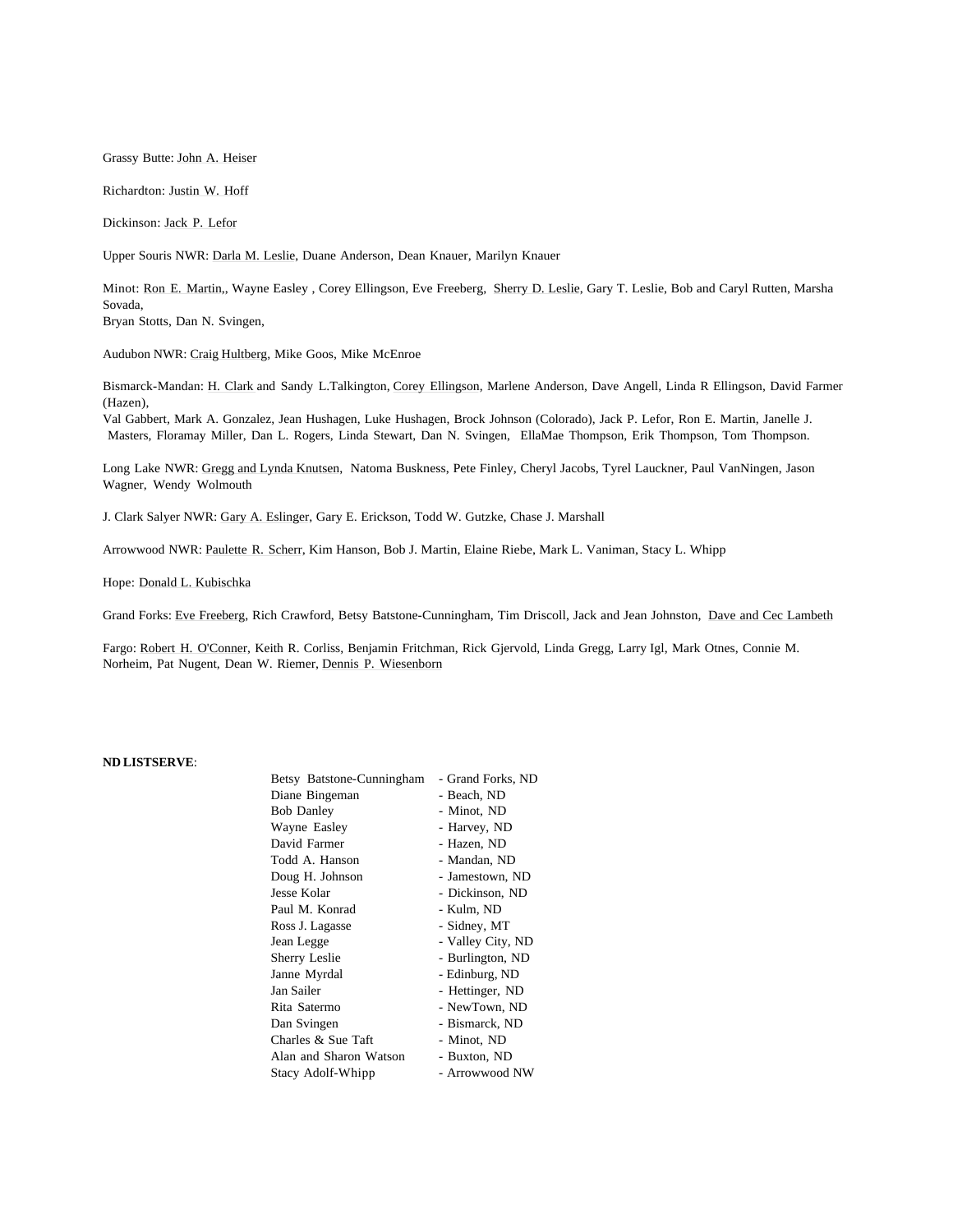Grassy Butte: John A. Heiser

Richardton: Justin W. Hoff

Dickinson: Jack P. Lefor

Upper Souris NWR: Darla M. Leslie, Duane Anderson, Dean Knauer, Marilyn Knauer

Minot: Ron E. Martin,, Wayne Easley , Corey Ellingson, Eve Freeberg, Sherry D. Leslie, Gary T. Leslie, Bob and Caryl Rutten, Marsha Sovada,
Bryan Stotts, Dan N. Svingen,

Audubon NWR: Craig Hultberg, Mike Goos, Mike McEnroe

Bismarck-Mandan: H. Clark and Sandy L.Talkington, Corey Ellingson, Marlene Anderson, Dave Angell, Linda R Ellingson, David Farmer (Hazen),
Val Gabbert, Mark A. Gonzalez, Jean Hushagen, Luke Hushagen, Brock Johnson (Colorado), Jack P. Lefor, Ron E. Martin, Janelle J. Masters, Floramay Miller, Dan L. Rogers, Linda Stewart, Dan N. Svingen, EllaMae Thompson, Erik Thompson, Tom Thompson.

Long Lake NWR: Gregg and Lynda Knutsen, Natoma Buskness, Pete Finley, Cheryl Jacobs, Tyrel Lauckner, Paul VanNingen, Jason Wagner, Wendy Wolmouth

J. Clark Salyer NWR: Gary A. Eslinger, Gary E. Erickson, Todd W. Gutzke, Chase J. Marshall

Arrowwood NWR: Paulette R. Scherr, Kim Hanson, Bob J. Martin, Elaine Riebe, Mark L. Vaniman, Stacy L. Whipp

Hope: Donald L. Kubischka

Grand Forks: Eve Freeberg, Rich Crawford, Betsy Batstone-Cunningham, Tim Driscoll, Jack and Jean Johnston, Dave and Cec Lambeth

Fargo: Robert H. O'Conner, Keith R. Corliss, Benjamin Fritchman, Rick Gjervold, Linda Gregg, Larry Igl, Mark Otnes, Connie M. Norheim, Pat Nugent, Dean W. Riemer, Dennis P. Wiesenborn

**ND LISTSERVE**:

| | |
|---|---|
| Betsy Batstone-Cunningham | - Grand Forks, ND |
| Diane Bingeman | - Beach, ND |
| Bob Danley | - Minot, ND |
| Wayne Easley | - Harvey, ND |
| David Farmer | - Hazen, ND |
| Todd A. Hanson | - Mandan, ND |
| Doug H. Johnson | - Jamestown, ND |
| Jesse Kolar | - Dickinson, ND |
| Paul M. Konrad | - Kulm, ND |
| Ross J. Lagasse | - Sidney, MT |
| Jean Legge | - Valley City, ND |
| Sherry Leslie | - Burlington, ND |
| Janne Myrdal | - Edinburg, ND |
| Jan Sailer | - Hettinger, ND |
| Rita Satermo | - NewTown, ND |
| Dan Svingen | - Bismarck, ND |
| Charles & Sue Taft | - Minot, ND |
| Alan and Sharon Watson | - Buxton, ND |
| Stacy Adolf-Whipp | - Arrowwood NW |